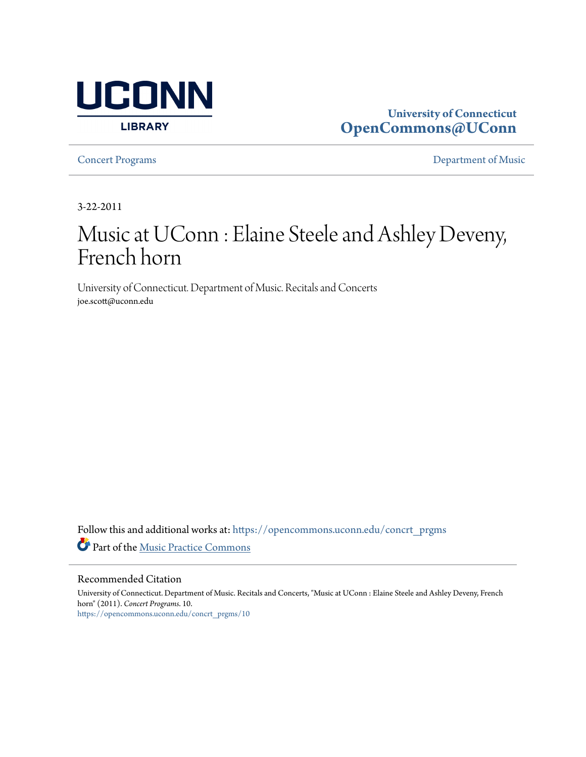UCONN LIBRARY

**University of Connecticut**
**OpenCommons@UConn**

Concert Programs | Department of Music

3-22-2011

# Music at UConn : Elaine Steele and Ashley Deveny, French horn

University of Connecticut. Department of Music. Recitals and Concerts
joe.scott@uconn.edu

Follow this and additional works at: https://opencommons.uconn.edu/concrt_prgms

Part of the Music Practice Commons

## Recommended Citation

University of Connecticut. Department of Music. Recitals and Concerts, "Music at UConn : Elaine Steele and Ashley Deveny, French horn" (2011). *Concert Programs*. 10.
https://opencommons.uconn.edu/concrt_prgms/10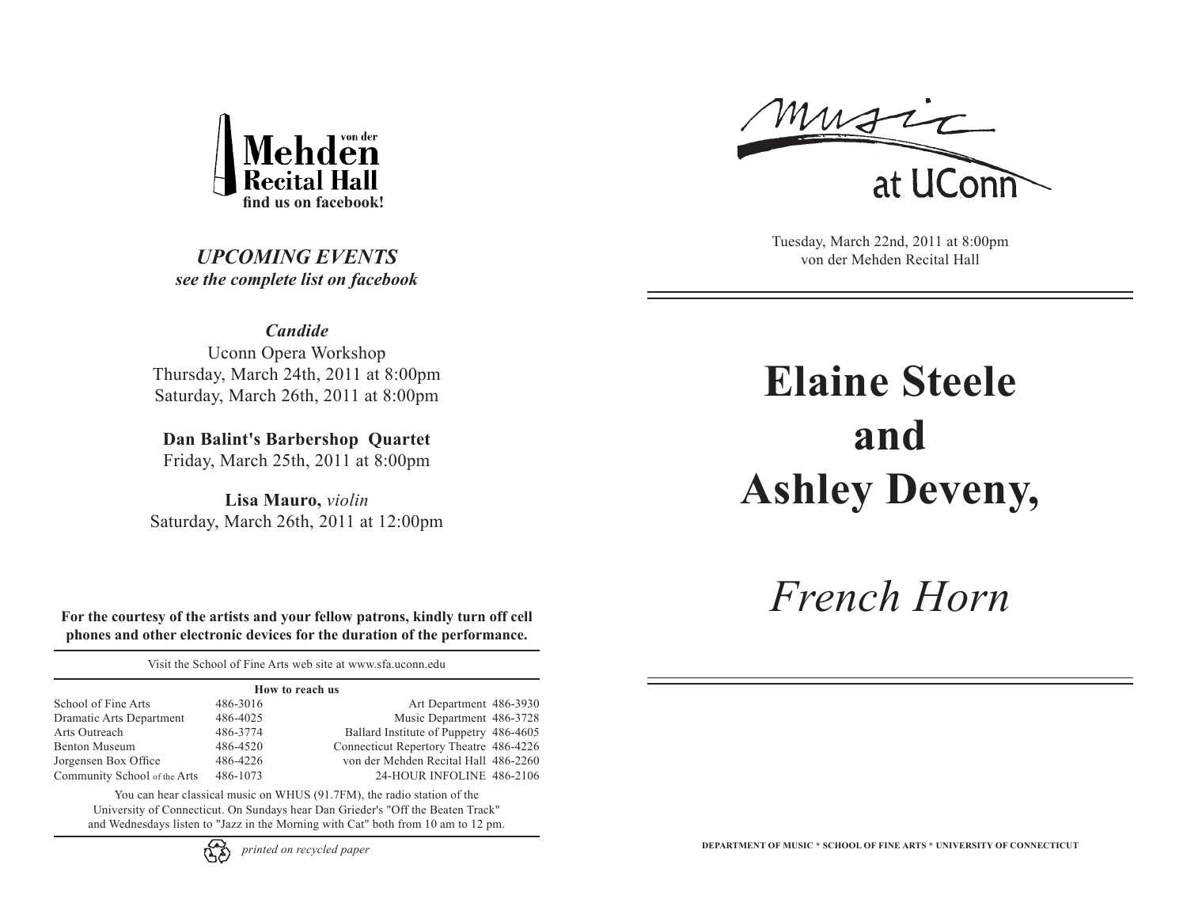**von der Mehden Recital Hall**

**find us on facebook!**

## *UPCOMING EVENTS*

***see the complete list on facebook***

***Candide***
Uconn Opera Workshop
Thursday, March 24th, 2011 at 8:00pm
Saturday, March 26th, 2011 at 8:00pm

**Dan Balint's Barbershop Quartet**
Friday, March 25th, 2011 at 8:00pm

**Lisa Mauro,** *violin*
Saturday, March 26th, 2011 at 12:00pm

**For the courtesy of the artists and your fellow patrons, kindly turn off cell phones and other electronic devices for the duration of the performance.**

Visit the School of Fine Arts web site at www.sfa.uconn.edu

**How to reach us**

| | | | |
|---|---|---|---|
| School of Fine Arts | 486-3016 | Art Department | 486-3930 |
| Dramatic Arts Department | 486-4025 | Music Department | 486-3728 |
| Arts Outreach | 486-3774 | Ballard Institute of Puppetry | 486-4605 |
| Benton Museum | 486-4520 | Connecticut Repertory Theatre | 486-4226 |
| Jorgensen Box Office | 486-4226 | von der Mehden Recital Hall | 486-2260 |
| Community School of the Arts | 486-1073 | 24-HOUR INFOLINE | 486-2106 |

You can hear classical music on WHUS (91.7FM), the radio station of the University of Connecticut. On Sundays hear Dan Grieder's "Off the Beaten Track" and Wednesdays listen to "Jazz in the Morning with Cat" both from 10 am to 12 pm.

*printed on recycled paper*

music at UConn

Tuesday, March 22nd, 2011 at 8:00pm
von der Mehden Recital Hall

# Elaine Steele and Ashley Deveny,

# *French Horn*

DEPARTMENT OF MUSIC * SCHOOL OF FINE ARTS * UNIVERSITY OF CONNECTICUT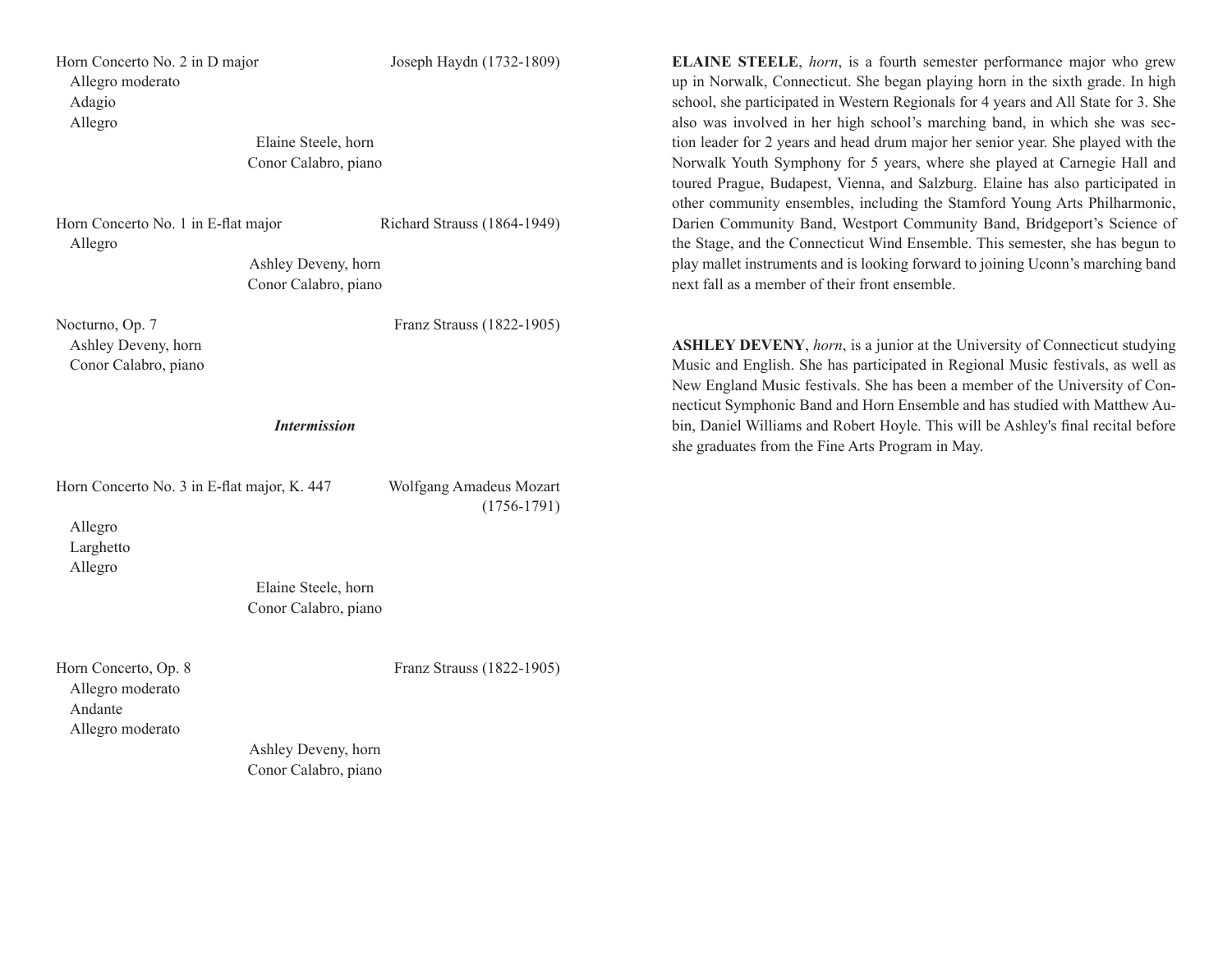Horn Concerto No. 2 in D major — Joseph Haydn (1732-1809)

Allegro moderato
Adagio
Allegro

Elaine Steele, horn
Conor Calabro, piano

Horn Concerto No. 1 in E-flat major — Richard Strauss (1864-1949)

Allegro

Ashley Deveny, horn
Conor Calabro, piano

Nocturno, Op. 7 — Franz Strauss (1822-1905)

Ashley Deveny, horn
Conor Calabro, piano

***Intermission***

Horn Concerto No. 3 in E-flat major, K. 447 — Wolfgang Amadeus Mozart (1756-1791)

Allegro
Larghetto
Allegro

Elaine Steele, horn
Conor Calabro, piano

Horn Concerto, Op. 8 — Franz Strauss (1822-1905)

Allegro moderato
Andante
Allegro moderato

Ashley Deveny, horn
Conor Calabro, piano

**ELAINE STEELE**, *horn*, is a fourth semester performance major who grew up in Norwalk, Connecticut. She began playing horn in the sixth grade. In high school, she participated in Western Regionals for 4 years and All State for 3. She also was involved in her high school's marching band, in which she was section leader for 2 years and head drum major her senior year. She played with the Norwalk Youth Symphony for 5 years, where she played at Carnegie Hall and toured Prague, Budapest, Vienna, and Salzburg. Elaine has also participated in other community ensembles, including the Stamford Young Arts Philharmonic, Darien Community Band, Westport Community Band, Bridgeport's Science of the Stage, and the Connecticut Wind Ensemble. This semester, she has begun to play mallet instruments and is looking forward to joining Uconn's marching band next fall as a member of their front ensemble.

**ASHLEY DEVENY**, *horn*, is a junior at the University of Connecticut studying Music and English. She has participated in Regional Music festivals, as well as New England Music festivals. She has been a member of the University of Connecticut Symphonic Band and Horn Ensemble and has studied with Matthew Aubin, Daniel Williams and Robert Hoyle. This will be Ashley's final recital before she graduates from the Fine Arts Program in May.